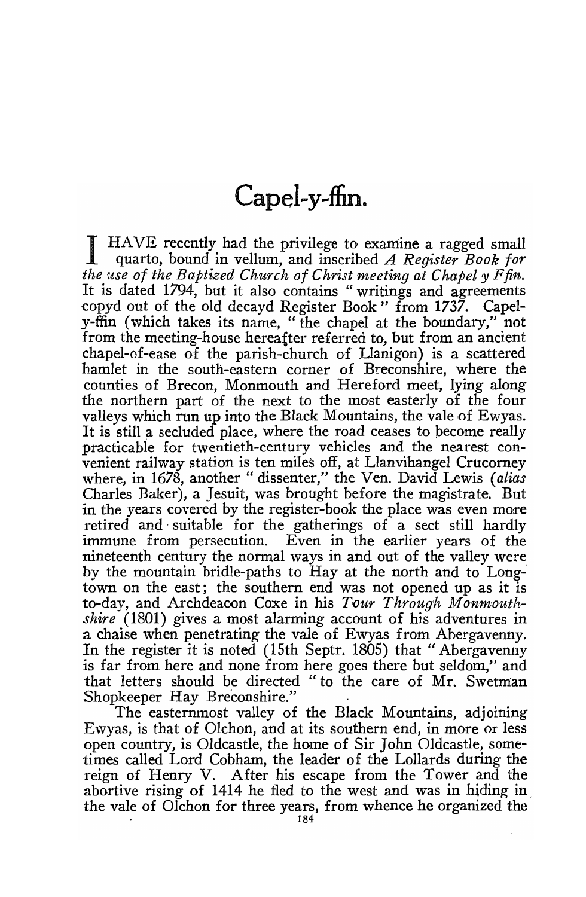# Capel-y-ffin.

I HAVE recently had the privilege to examine a ragged small quarto, bound in vellum, and inscribed *A Register Book for the use of the Baptized Church of Christ meeting at Chapel y Ffin.* It is dated 1794, but it also contains "writings and agreements copyd out of the old decayd Register Book" from 1737. Capel-y-ffin (which takes its name, "the chapel at the boundary," not from the meeting-house hereafter referred to, but from an ancient chapel-of-ease of the parish-church of Llanigon) is a scattered hamlet in the south-eastern corner of Breconshire, where the counties of Brecon, Monmouth and Hereford meet, lying along the northern part of the next to the most easterly of the four valleys which run up into the Black Mountains, the vale of Ewyas. It is still a secluded place, where the road ceases to become really practicable for twentieth-century vehicles and the nearest convenient railway station is ten miles off, at Llanvihangel Crucorney where, in 1678, another "dissenter," the Ven. David Lewis (*alias* Charles Baker), a Jesuit, was brought before the magistrate. But in the years covered by the register-book the place was even more retired and suitable for the gatherings of a sect still hardly immune from persecution. Even in the earlier years of the nineteenth century the normal ways in and out of the valley were by the mountain bridle-paths to Hay at the north and to Longtown on the east; the southern end was not opened up as it is to-day, and Archdeacon Coxe in his *Tour Through Monmouthshire* (1801) gives a most alarming account of his adventures in a chaise when penetrating the vale of Ewyas from Abergavenny. In the register it is noted (15th Septr. 1805) that "Abergavenny is far from here and none from here goes there but seldom," and that letters should be directed "to the care of Mr. Swetman Shopkeeper Hay Breconshire."

The easternmost valley of the Black Mountains, adjoining Ewyas, is that of Olchon, and at its southern end, in more or less open country, is Oldcastle, the home of Sir John Oldcastle, sometimes called Lord Cobham, the leader of the Lollards during the reign of Henry V. After his escape from the Tower and the abortive rising of 1414 he fled to the west and was in hiding in the vale of Olchon for three years, from whence he organized the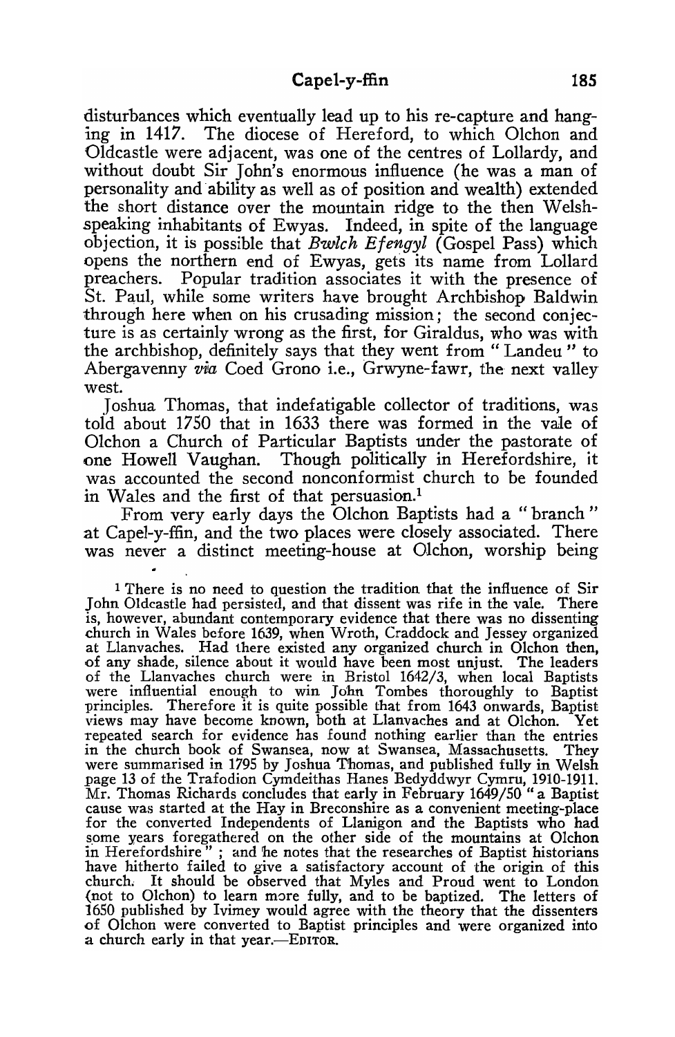disturbances which eventually lead up to his re-capture and hanging in 1417. The diocese of Hereford, to which Olchon and Oldcastle were adjacent, was one of the centres of Lollardy, and without doubt Sir John's enormous influence (he was a man of personality and ability as well as of position and wealth) extended the short distance over the mountain ridge to the then Welsh-speaking inhabitants of Ewyas. Indeed, in spite of the language objection, it is possible that *Bwlch Efengyl* (Gospel Pass) which opens the northern end of Ewyas, gets its name from Lollard preachers. Popular tradition associates it with the presence of St. Paul, while some writers have brought Archbishop Baldwin through here when on his crusading mission; the second conjecture is as certainly wrong as the first, for Giraldus, who was with the archbishop, definitely says that they went from "Landeu" to Abergavenny *via* Coed Grono i.e., Grwyne-fawr, the next valley west.

Joshua Thomas, that indefatigable collector of traditions, was told about 1750 that in 1633 there was formed in the vale of Olchon a Church of Particular Baptists under the pastorate of one Howell Vaughan. Though politically in Herefordshire, it was accounted the second nonconformist church to be founded in Wales and the first of that persuasion.[1]

From very early days the Olchon Baptists had a "branch" at Capel-y-ffin, and the two places were closely associated. There was never a distinct meeting-house at Olchon, worship being

[1] There is no need to question the tradition that the influence of Sir John Oldcastle had persisted, and that dissent was rife in the vale. There is, however, abundant contemporary evidence that there was no dissenting church in Wales before 1639, when Wroth, Craddock and Jessey organized at Llanvaches. Had there existed any organized church in Olchon then, of any shade, silence about it would have been most unjust. The leaders of the Llanvaches church were in Bristol 1642/3, when local Baptists were influential enough to win John Tombes thoroughly to Baptist principles. Therefore it is quite possible that from 1643 onwards, Baptist views may have become known, both at Llanvaches and at Olchon. Yet repeated search for evidence has found nothing earlier than the entries in the church book of Swansea, now at Swansea, Massachusetts. They were summarised in 1795 by Joshua Thomas, and published fully in Welsh page 13 of the Trafodion Cymdeithas Hanes Bedyddwyr Cymru, 1910-1911. Mr. Thomas Richards concludes that early in February 1649/50 "a Baptist cause was started at the Hay in Breconshire as a convenient meeting-place for the converted Independents of Llanigon and the Baptists who had some years foregathered on the other side of the mountains at Olchon in Herefordshire"; and he notes that the researches of Baptist historians have hitherto failed to give a satisfactory account of the origin of this church. It should be observed that Myles and Proud went to London (not to Olchon) to learn more fully, and to be baptized. The letters of 1650 published by Ivimey would agree with the theory that the dissenters of Olchon were converted to Baptist principles and were organized into a church early in that year.—EDITOR.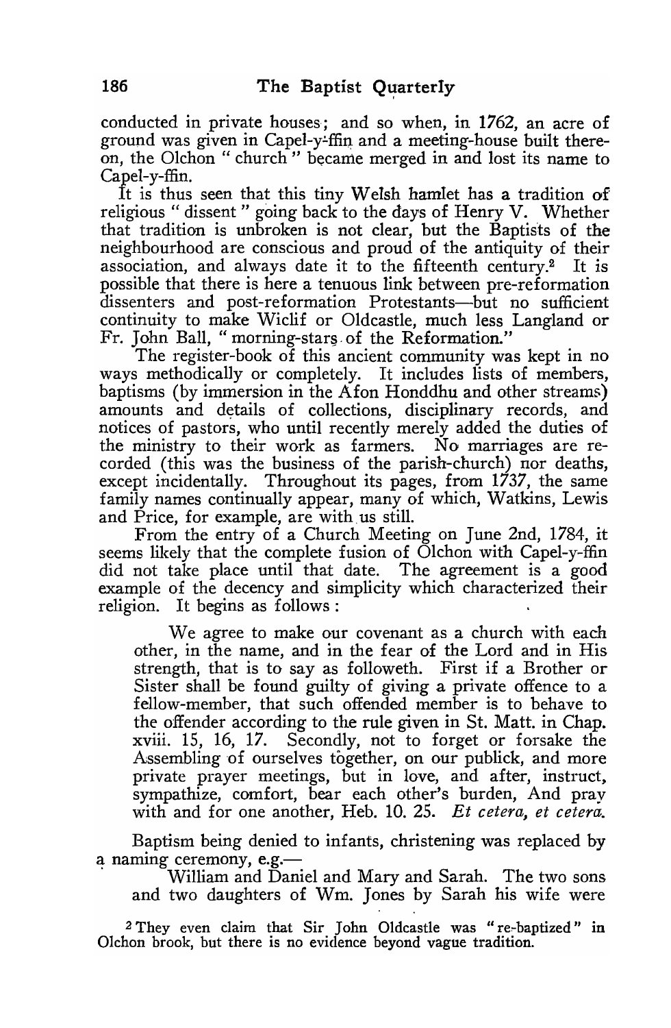conducted in private houses; and so when, in 1762, an acre of ground was given in Capel-y-ffin and a meeting-house built thereon, the Olchon "church" became merged in and lost its name to Capel-y-ffin.

It is thus seen that this tiny Welsh hamlet has a tradition of religious "dissent" going back to the days of Henry V. Whether that tradition is unbroken is not clear, but the Baptists of the neighbourhood are conscious and proud of the antiquity of their association, and always date it to the fifteenth century.[2] It is possible that there is here a tenuous link between pre-reformation dissenters and post-reformation Protestants—but no sufficient continuity to make Wiclif or Oldcastle, much less Langland or Fr. John Ball, "morning-stars of the Reformation."

The register-book of this ancient community was kept in no ways methodically or completely. It includes lists of members, baptisms (by immersion in the Afon Honddhu and other streams) amounts and details of collections, disciplinary records, and notices of pastors, who until recently merely added the duties of the ministry to their work as farmers. No marriages are recorded (this was the business of the parish-church) nor deaths, except incidentally. Throughout its pages, from 1737, the same family names continually appear, many of which, Watkins, Lewis and Price, for example, are with us still.

From the entry of a Church Meeting on June 2nd, 1784, it seems likely that the complete fusion of Olchon with Capel-y-ffin did not take place until that date. The agreement is a good example of the decency and simplicity which characterized their religion. It begins as follows:

> We agree to make our covenant as a church with each other, in the name, and in the fear of the Lord and in His strength, that is to say as followeth. First if a Brother or Sister shall be found guilty of giving a private offence to a fellow-member, that such offended member is to behave to the offender according to the rule given in St. Matt. in Chap. xviii. 15, 16, 17. Secondly, not to forget or forsake the Assembling of ourselves together, on our publick, and more private prayer meetings, but in love, and after, instruct, sympathize, comfort, bear each other's burden, And pray with and for one another, Heb. 10. 25. *Et cetera, et cetera.*

Baptism being denied to infants, christening was replaced by a naming ceremony, e.g.—

> William and Daniel and Mary and Sarah. The two sons and two daughters of Wm. Jones by Sarah his wife were

[2] They even claim that Sir John Oldcastle was "re-baptized" in Olchon brook, but there is no evidence beyond vague tradition.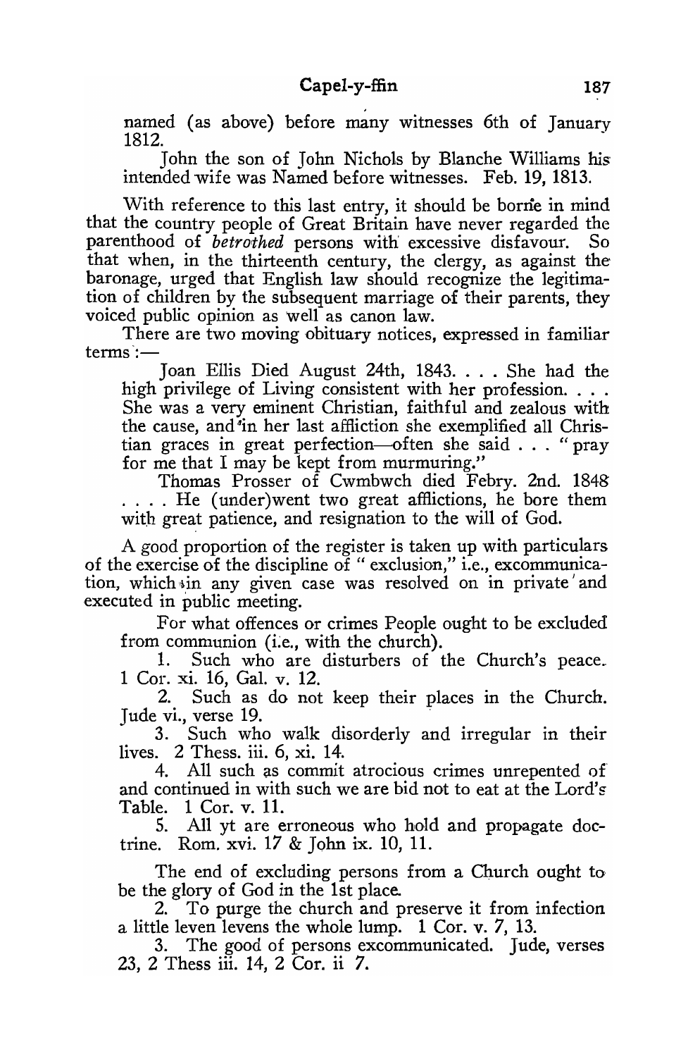named (as above) before many witnesses 6th of January 1812.

John the son of John Nichols by Blanche Williams his intended wife was Named before witnesses. Feb. 19, 1813.

With reference to this last entry, it should be borne in mind that the country people of Great Britain have never regarded the parenthood of *betrothed* persons with excessive disfavour. So that when, in the thirteenth century, the clergy, as against the baronage, urged that English law should recognize the legitimation of children by the subsequent marriage of their parents, they voiced public opinion as well as canon law.

There are two moving obituary notices, expressed in familiar terms :—

> Joan Ellis Died August 24th, 1843. . . . She had the high privilege of Living consistent with her profession. . . . She was a very eminent Christian, faithful and zealous with the cause, and in her last affliction she exemplified all Christian graces in great perfection—often she said . . . "pray for me that I may be kept from murmuring."
>
> Thomas Prosser of Cwmbwch died Febry. 2nd. 1848 . . . . He (under)went two great afflictions, he bore them with great patience, and resignation to the will of God.

A good proportion of the register is taken up with particulars of the exercise of the discipline of "exclusion," i.e., excommunication, which in any given case was resolved on in private and executed in public meeting.

> For what offences or crimes People ought to be excluded from communion (i.e., with the church).
>
> 1. Such who are disturbers of the Church's peace. 1 Cor. xi. 16, Gal. v. 12.
> 2. Such as do not keep their places in the Church. Jude vi., verse 19.
> 3. Such who walk disorderly and irregular in their lives. 2 Thess. iii. 6, xi. 14.
> 4. All such as commit atrocious crimes unrepented of and continued in with such we are bid not to eat at the Lord's Table. 1 Cor. v. 11.
> 5. All yt are erroneous who hold and propagate doctrine. Rom. xvi. 17 & John ix. 10, 11.
>
> The end of excluding persons from a Church ought to be the glory of God in the 1st place.
>
> 2. To purge the church and preserve it from infection a little leven levens the whole lump. 1 Cor. v. 7, 13.
> 3. The good of persons excommunicated. Jude, verses 23, 2 Thess iii. 14, 2 Cor. ii 7.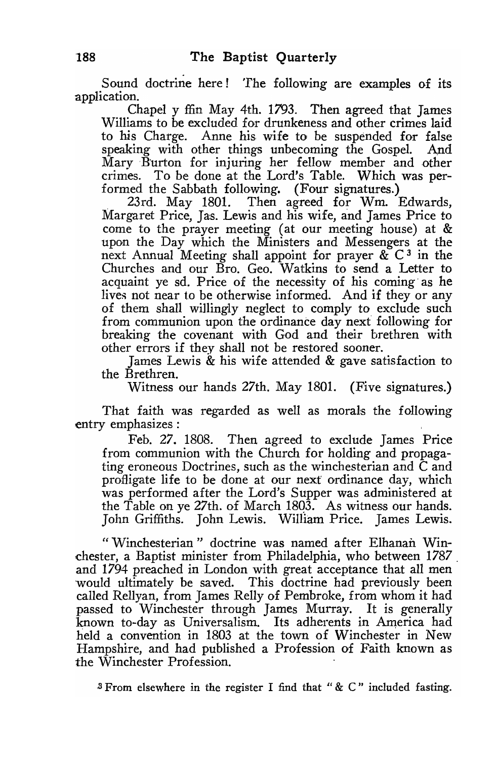Sound doctrine here! The following are examples of its application.

> Chapel y ffin May 4th. 1793. Then agreed that James Williams to be excluded for drunkeness and other crimes laid to his Charge. Anne his wife to be suspended for false speaking with other things unbecoming the Gospel. And Mary Burton for injuring her fellow member and other crimes. To be done at the Lord's Table. Which was performed the Sabbath following. (Four signatures.)
>
> 23rd. May 1801. Then agreed for Wm. Edwards, Margaret Price, Jas. Lewis and his wife, and James Price to come to the prayer meeting (at our meeting house) at & upon the Day which the Ministers and Messengers at the next Annual Meeting shall appoint for prayer & C [3] in the Churches and our Bro. Geo. Watkins to send a Letter to acquaint ye sd. Price of the necessity of his coming as he lives not near to be otherwise informed. And if they or any of them shall willingly neglect to comply to exclude such from communion upon the ordinance day next following for breaking the covenant with God and their brethren with other errors if they shall not be restored sooner.
>
> James Lewis & his wife attended & gave satisfaction to the Brethren.
>
> Witness our hands 27th. May 1801. (Five signatures.)

That faith was regarded as well as morals the following entry emphasizes:

> Feb. 27. 1808. Then agreed to exclude James Price from communion with the Church for holding and propagating eroneous Doctrines, such as the winchesterian and C and profligate life to be done at our next ordinance day, which was performed after the Lord's Supper was administered at the Table on ye 27th. of March 1803. As witness our hands. John Griffiths. John Lewis. William Price. James Lewis.

"Winchesterian" doctrine was named after Elhanan Winchester, a Baptist minister from Philadelphia, who between 1787 and 1794 preached in London with great acceptance that all men would ultimately be saved. This doctrine had previously been called Rellyan, from James Relly of Pembroke, from whom it had passed to Winchester through James Murray. It is generally known to-day as Universalism. Its adherents in America had held a convention in 1803 at the town of Winchester in New Hampshire, and had published a Profession of Faith known as the Winchester Profession.

[3] From elsewhere in the register I find that "& C" included fasting.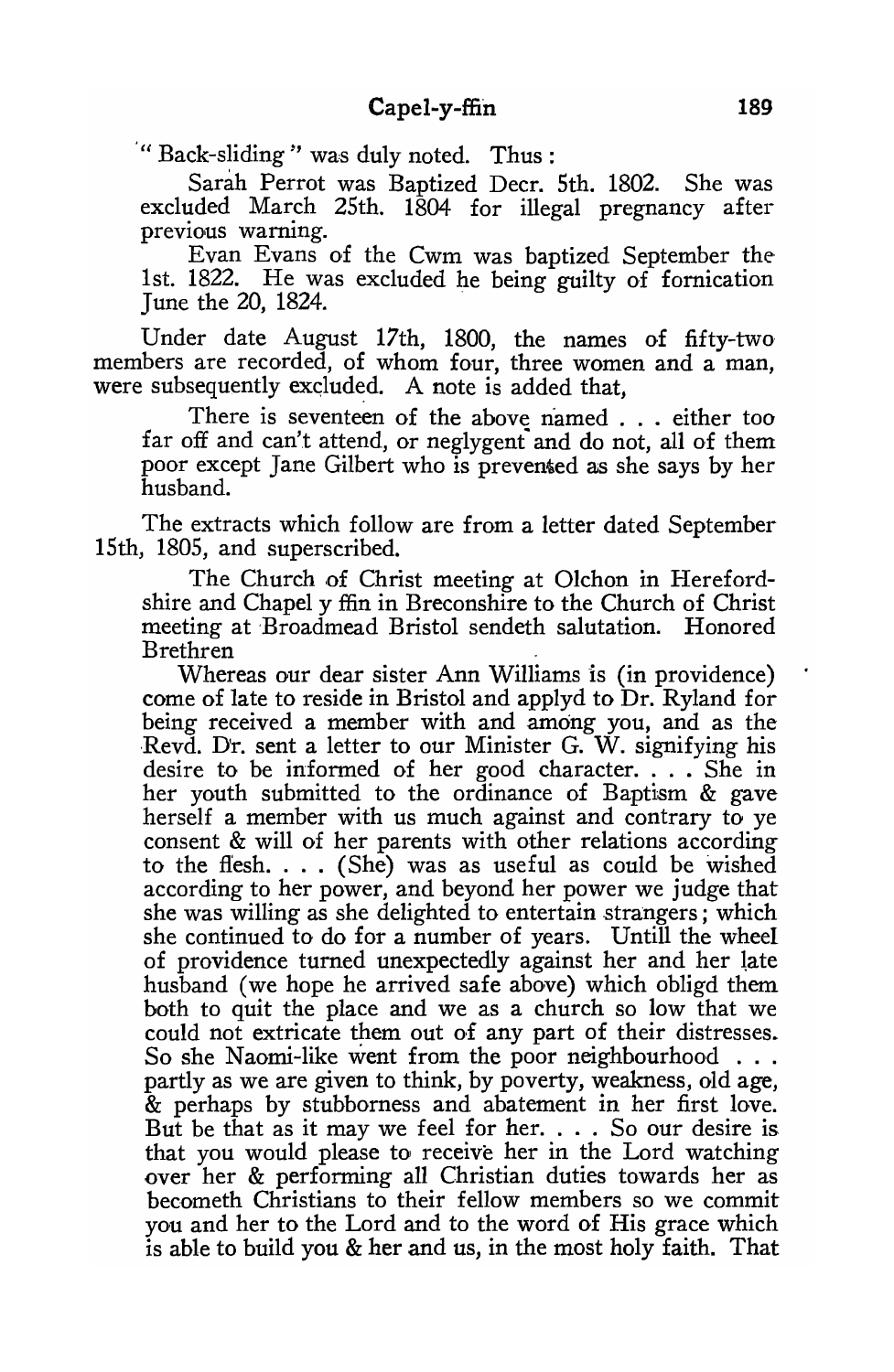"Back-sliding" was duly noted. Thus:

> Sarah Perrot was Baptized Decr. 5th. 1802. She was excluded March 25th. 1804 for illegal pregnancy after previous warning.
>
> Evan Evans of the Cwm was baptized September the 1st. 1822. He was excluded he being guilty of fornication June the 20, 1824.

Under date August 17th, 1800, the names of fifty-two members are recorded, of whom four, three women and a man, were subsequently excluded. A note is added that,

> There is seventeen of the above named . . . either too far off and can't attend, or neglygent and do not, all of them poor except Jane Gilbert who is prevented as she says by her husband.

The extracts which follow are from a letter dated September 15th, 1805, and superscribed.

> The Church of Christ meeting at Olchon in Herefordshire and Chapel y ffin in Breconshire to the Church of Christ meeting at Broadmead Bristol sendeth salutation. Honored Brethren
>
> Whereas our dear sister Ann Williams is (in providence) come of late to reside in Bristol and applyd to Dr. Ryland for being received a member with and among you, and as the Revd. Dr. sent a letter to our Minister G. W. signifying his desire to be informed of her good character. . . . She in her youth submitted to the ordinance of Baptism & gave herself a member with us much against and contrary to ye consent & will of her parents with other relations according to the flesh. . . . (She) was as useful as could be wished according to her power, and beyond her power we judge that she was willing as she delighted to entertain strangers; which she continued to do for a number of years. Untill the wheel of providence turned unexpectedly against her and her late husband (we hope he arrived safe above) which obligd them both to quit the place and we as a church so low that we could not extricate them out of any part of their distresses. So she Naomi-like went from the poor neighbourhood . . . partly as we are given to think, by poverty, weakness, old age, & perhaps by stubborness and abatement in her first love. But be that as it may we feel for her. . . . So our desire is that you would please to receive her in the Lord watching over her & performing all Christian duties towards her as becometh Christians to their fellow members so we commit you and her to the Lord and to the word of His grace which is able to build you & her and us, in the most holy faith. That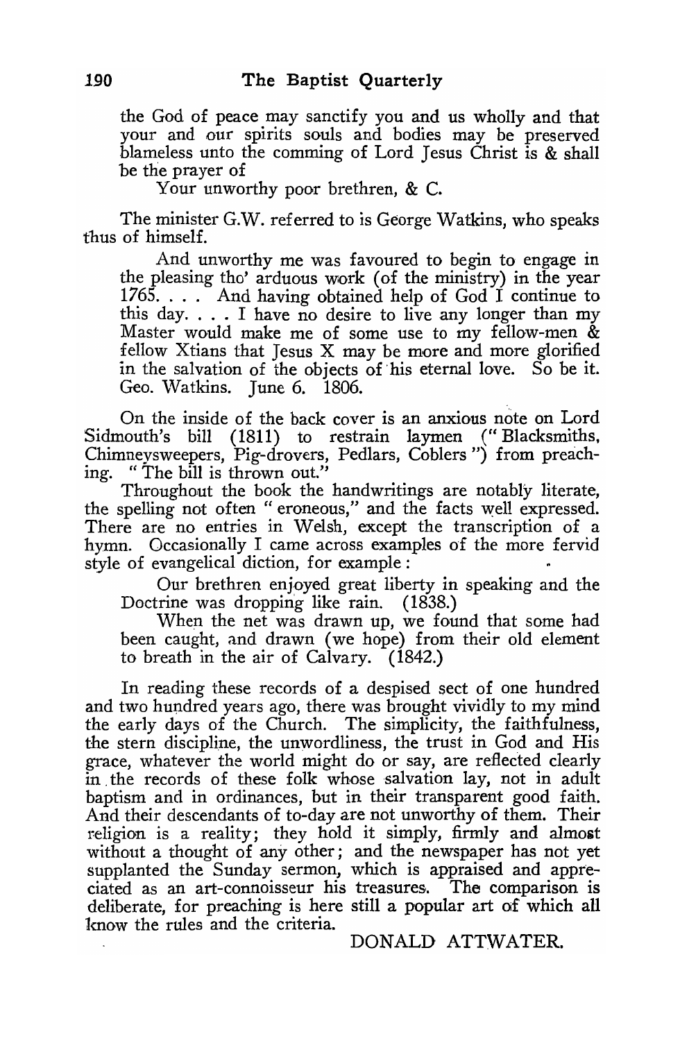the God of peace may sanctify you and us wholly and that your and our spirits souls and bodies may be preserved blameless unto the comming of Lord Jesus Christ is & shall be the prayer of

Your unworthy poor brethren, & C.

The minister G.W. referred to is George Watkins, who speaks thus of himself.

> And unworthy me was favoured to begin to engage in the pleasing tho' arduous work (of the ministry) in the year 1765. . . . And having obtained help of God I continue to this day. . . . I have no desire to live any longer than my Master would make me of some use to my fellow-men & fellow Xtians that Jesus X may be more and more glorified in the salvation of the objects of his eternal love. So be it. Geo. Watkins. June 6. 1806.

On the inside of the back cover is an anxious note on Lord Sidmouth's bill (1811) to restrain laymen ("Blacksmiths, Chimneysweepers, Pig-drovers, Pedlars, Coblers") from preaching. "The bill is thrown out."

Throughout the book the handwritings are notably literate, the spelling not often "eroneous," and the facts well expressed. There are no entries in Welsh, except the transcription of a hymn. Occasionally I came across examples of the more fervid style of evangelical diction, for example:

> Our brethren enjoyed great liberty in speaking and the Doctrine was dropping like rain. (1838.)
>
> When the net was drawn up, we found that some had been caught, and drawn (we hope) from their old element to breath in the air of Calvary. (1842.)

In reading these records of a despised sect of one hundred and two hundred years ago, there was brought vividly to my mind the early days of the Church. The simplicity, the faithfulness, the stern discipline, the unwordliness, the trust in God and His grace, whatever the world might do or say, are reflected clearly in the records of these folk whose salvation lay, not in adult baptism and in ordinances, but in their transparent good faith. And their descendants of to-day are not unworthy of them. Their religion is a reality; they hold it simply, firmly and almost without a thought of any other; and the newspaper has not yet supplanted the Sunday sermon, which is appraised and appreciated as an art-connoisseur his treasures. The comparison is deliberate, for preaching is here still a popular art of which all know the rules and the criteria.

DONALD ATTWATER.